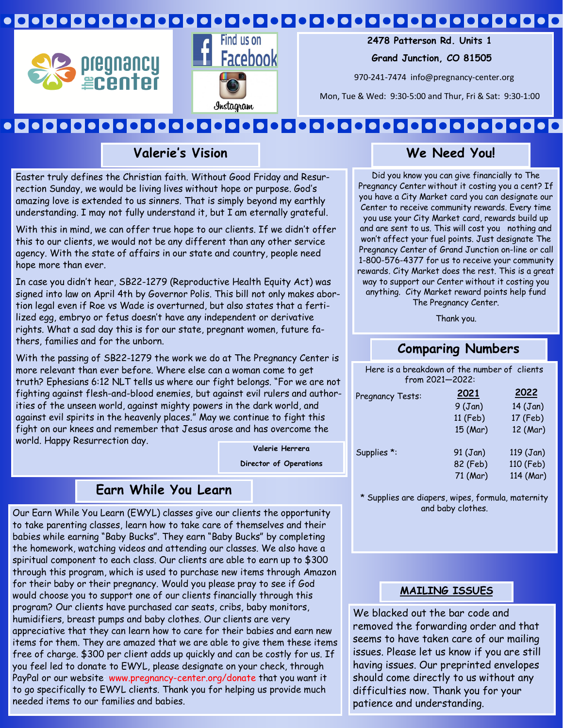pregnancy the center

Find us on Facebook

Instagram

**2478 Patterson Rd. Units 1**

**Grand Junction, CO 81505**

970-241-7474 info@pregnancy-center.org

Mon, Tue & Wed: 9:30-5:00 and Thur, Fri & Sat: 9:30-1:00

## Valerie's Vision

Easter truly defines the Christian faith. Without Good Friday and Resurrection Sunday, we would be living lives without hope or purpose. God's amazing love is extended to us sinners. That is simply beyond my earthly understanding. I may not fully understand it, but I am eternally grateful.

With this in mind, we can offer true hope to our clients. If we didn't offer this to our clients, we would not be any different than any other service agency. With the state of affairs in our state and country, people need hope more than ever.

In case you didn't hear, SB22-1279 (Reproductive Health Equity Act) was signed into law on April 4th by Governor Polis. This bill not only makes abortion legal even if Roe vs Wade is overturned, but also states that a fertilized egg, embryo or fetus doesn't have any independent or derivative rights. What a sad day this is for our state, pregnant women, future fathers, families and for the unborn.

With the passing of SB22-1279 the work we do at The Pregnancy Center is more relevant than ever before. Where else can a woman come to get truth? Ephesians 6:12 NLT tells us where our fight belongs. "For we are not fighting against flesh-and-blood enemies, but against evil rulers and authorities of the unseen world, against mighty powers in the dark world, and against evil spirits in the heavenly places." May we continue to fight this fight on our knees and remember that Jesus arose and has overcome the world. Happy Resurrection day.

**Valerie Herrera**

**Director of Operations**

## Earn While You Learn

Our Earn While You Learn (EWYL) classes give our clients the opportunity to take parenting classes, learn how to take care of themselves and their babies while earning "Baby Bucks". They earn "Baby Bucks" by completing the homework, watching videos and attending our classes. We also have a spiritual component to each class. Our clients are able to earn up to $300 through this program, which is used to purchase new items through Amazon for their baby or their pregnancy. Would you please pray to see if God would choose you to support one of our clients financially through this program? Our clients have purchased car seats, cribs, baby monitors, humidifiers, breast pumps and baby clothes. Our clients are very appreciative that they can learn how to care for their babies and earn new items for them. They are amazed that we are able to give them these items free of charge. $300 per client adds up quickly and can be costly for us. If you feel led to donate to EWYL, please designate on your check, through PayPal or our website www.pregnancy-center.org/donate that you want it to go specifically to EWYL clients. Thank you for helping us provide much needed items to our families and babies.

## We Need You!

Did you know you can give financially to The Pregnancy Center without it costing you a cent? If you have a City Market card you can designate our Center to receive community rewards. Every time you use your City Market card, rewards build up and are sent to us. This will cost you nothing and won't affect your fuel points. Just designate The Pregnancy Center of Grand Junction on-line or call 1-800-576-4377 for us to receive your community rewards. City Market does the rest. This is a great way to support our Center without it costing you anything. City Market reward points help fund The Pregnancy Center.

Thank you.

## Comparing Numbers

Here is a breakdown of the number of clients from 2021—2022:

| | 2021 | 2022 |
|---|---|---|
| Pregnancy Tests: | 9 (Jan) | 14 (Jan) |
| | 11 (Feb) | 17 (Feb) |
| | 15 (Mar) | 12 (Mar) |
| Supplies *: | 91 (Jan) | 119 (Jan) |
| | 82 (Feb) | 110 (Feb) |
| | 71 (Mar) | 114 (Mar) |

* Supplies are diapers, wipes, formula, maternity and baby clothes.

## MAILING ISSUES

We blacked out the bar code and removed the forwarding order and that seems to have taken care of our mailing issues. Please let us know if you are still having issues. Our preprinted envelopes should come directly to us without any difficulties now. Thank you for your patience and understanding.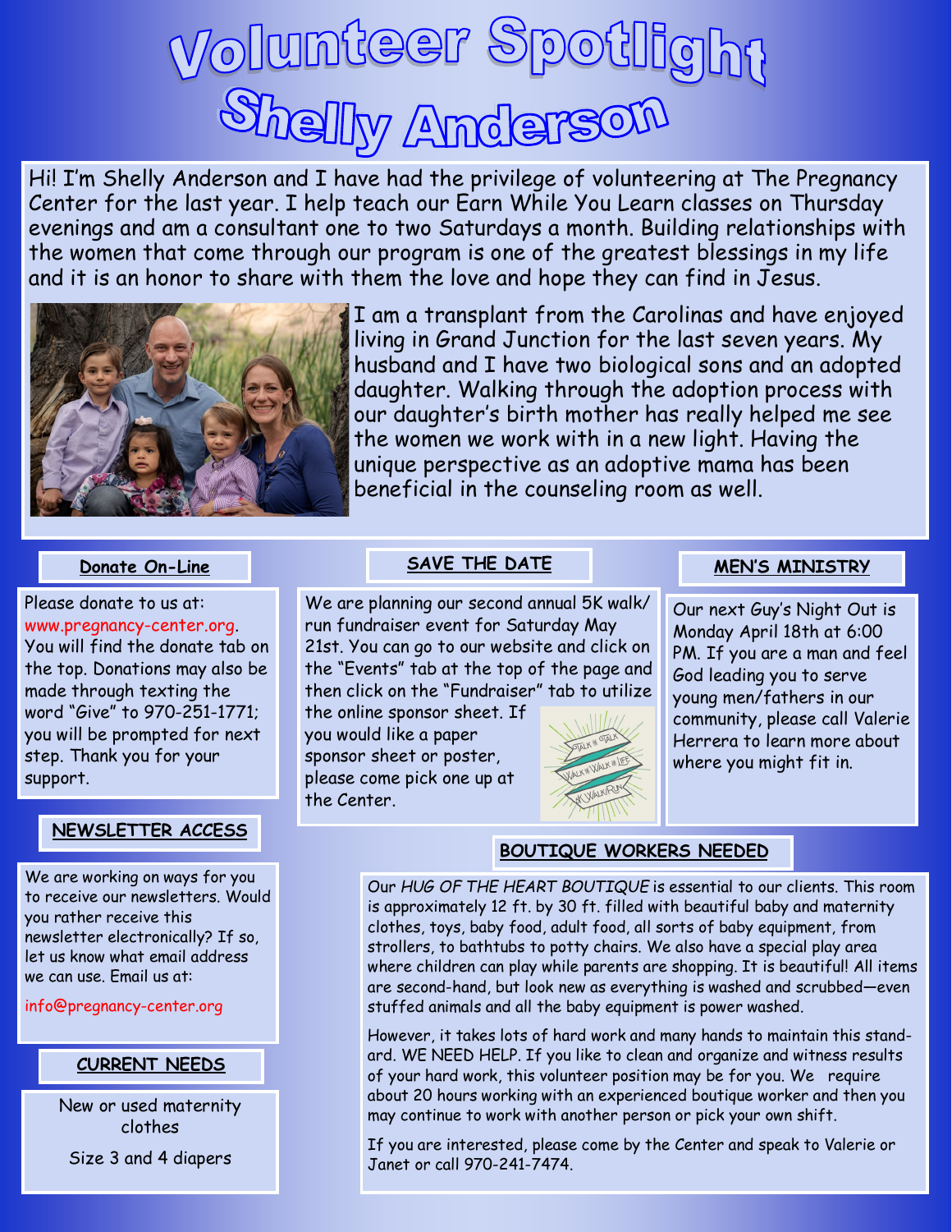# Volunteer Spotlight

## Shelly Anderson

Hi! I'm Shelly Anderson and I have had the privilege of volunteering at The Pregnancy Center for the last year. I help teach our Earn While You Learn classes on Thursday evenings and am a consultant one to two Saturdays a month. Building relationships with the women that come through our program is one of the greatest blessings in my life and it is an honor to share with them the love and hope they can find in Jesus.

I am a transplant from the Carolinas and have enjoyed living in Grand Junction for the last seven years. My husband and I have two biological sons and an adopted daughter. Walking through the adoption process with our daughter's birth mother has really helped me see the women we work with in a new light. Having the unique perspective as an adoptive mama has been beneficial in the counseling room as well.

### Donate On-Line

Please donate to us at: www.pregnancy-center.org. You will find the donate tab on the top. Donations may also be made through texting the word "Give" to 970-251-1771; you will be prompted for next step. Thank you for your support.

### NEWSLETTER ACCESS

We are working on ways for you to receive our newsletters. Would you rather receive this newsletter electronically? If so, let us know what email address we can use. Email us at:

info@pregnancy-center.org

### CURRENT NEEDS

New or used maternity clothes

Size 3 and 4 diapers

### SAVE THE DATE

We are planning our second annual 5K walk/run fundraiser event for Saturday May 21st. You can go to our website and click on the "Events" tab at the top of the page and then click on the "Fundraiser" tab to utilize the online sponsor sheet. If you would like a paper sponsor sheet or poster, please come pick one up at the Center.

### MEN'S MINISTRY

Our next Guy's Night Out is Monday April 18th at 6:00 PM. If you are a man and feel God leading you to serve young men/fathers in our community, please call Valerie Herrera to learn more about where you might fit in.

### BOUTIQUE WORKERS NEEDED

Our *HUG OF THE HEART BOUTIQUE* is essential to our clients. This room is approximately 12 ft. by 30 ft. filled with beautiful baby and maternity clothes, toys, baby food, adult food, all sorts of baby equipment, from strollers, to bathtubs to potty chairs. We also have a special play area where children can play while parents are shopping. It is beautiful! All items are second-hand, but look new as everything is washed and scrubbed—even stuffed animals and all the baby equipment is power washed.

However, it takes lots of hard work and many hands to maintain this standard. WE NEED HELP. If you like to clean and organize and witness results of your hard work, this volunteer position may be for you. We require about 20 hours working with an experienced boutique worker and then you may continue to work with another person or pick your own shift.

If you are interested, please come by the Center and speak to Valerie or Janet or call 970-241-7474.